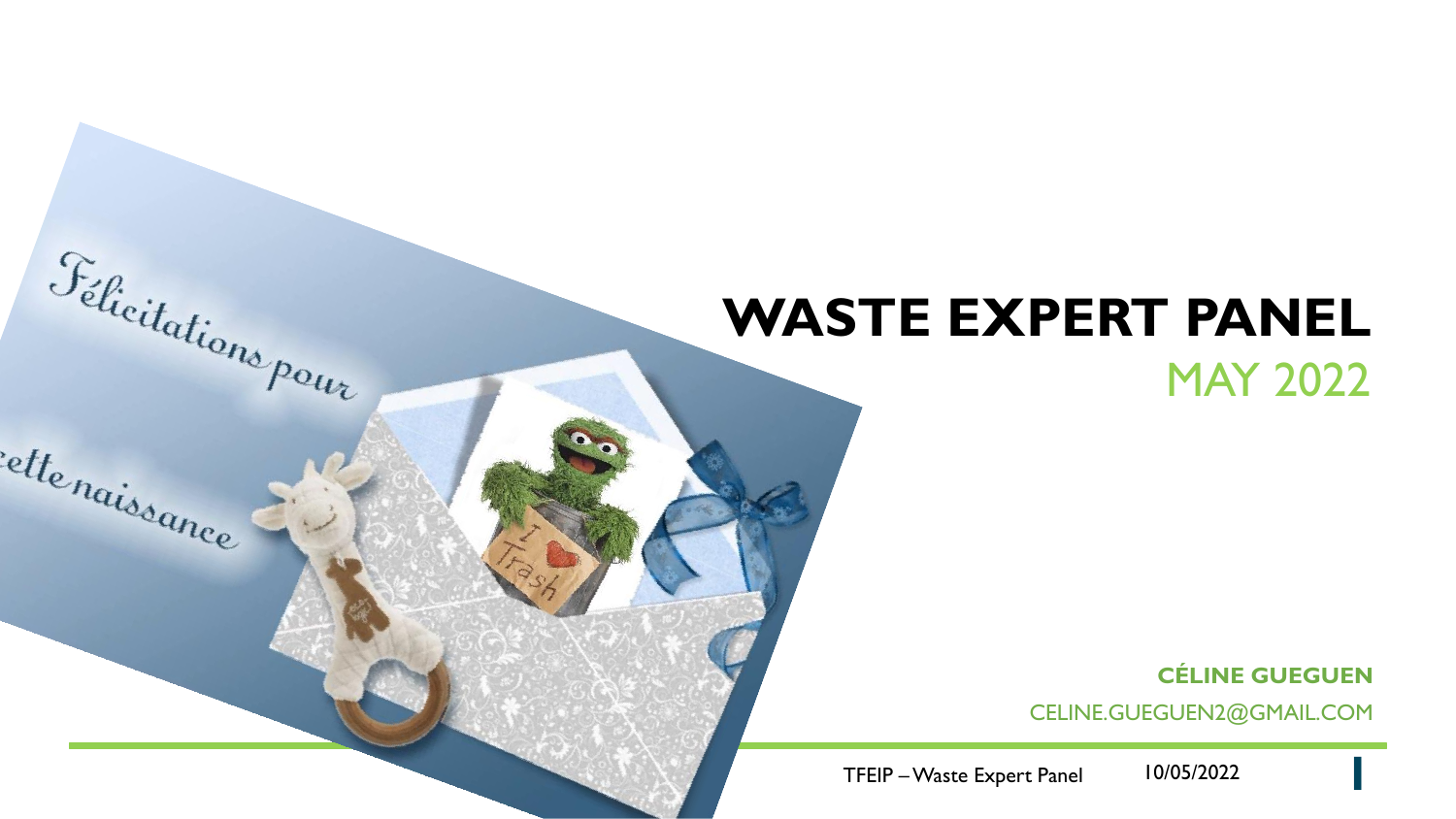# WASTE EXPERT PANEL

## MAY 2022

**CÉLINE GUEGUEN**

CELINE.GUEGUEN2@GMAIL.COM

TFEIP – Waste Expert Panel 10/05/2022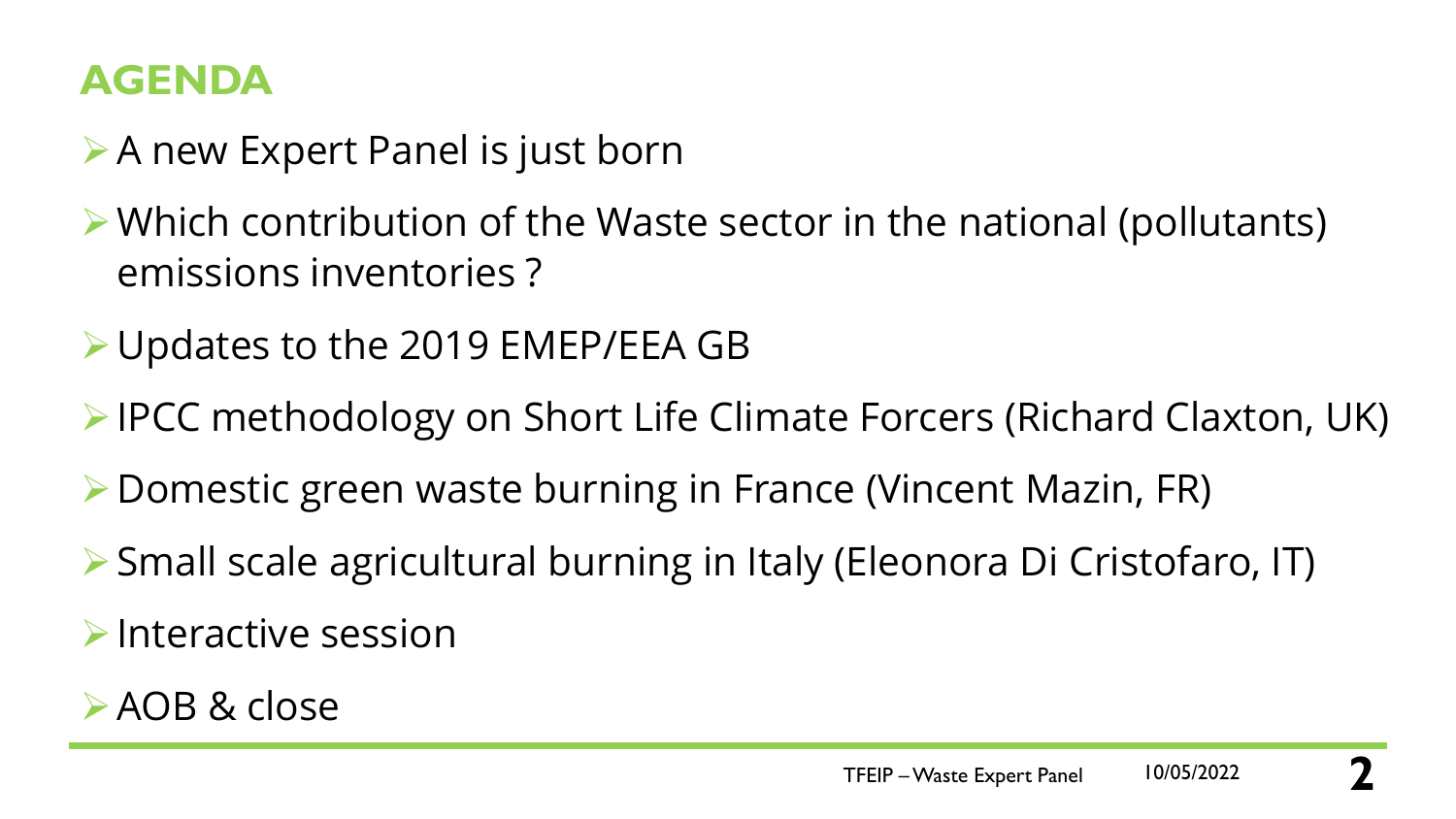# AGENDA

- A new Expert Panel is just born
- Which contribution of the Waste sector in the national (pollutants) emissions inventories ?
- Updates to the 2019 EMEP/EEA GB
- IPCC methodology on Short Life Climate Forcers (Richard Claxton, UK)
- Domestic green waste burning in France (Vincent Mazin, FR)
- Small scale agricultural burning in Italy (Eleonora Di Cristofaro, IT)
- Interactive session
- AOB & close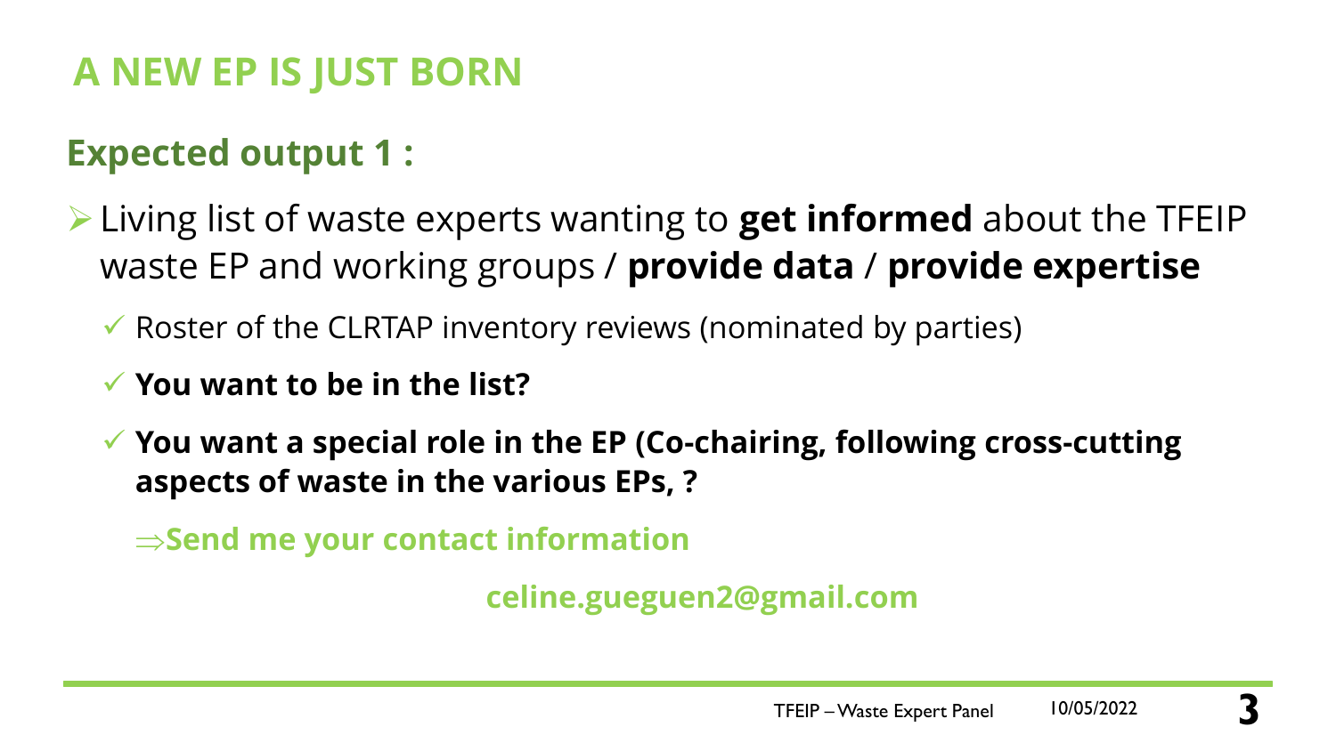# A NEW EP IS JUST BORN

## Expected output 1 :

- Living list of waste experts wanting to **get informed** about the TFEIP waste EP and working groups / **provide data** / **provide expertise**
  - ✓ Roster of the CLRTAP inventory reviews (nominated by parties)
  - ✓ **You want to be in the list?**
  - ✓ **You want a special role in the EP (Co-chairing, following cross-cutting aspects of waste in the various EPs, ?**

⇒**Send me your contact information**

**celine.gueguen2@gmail.com**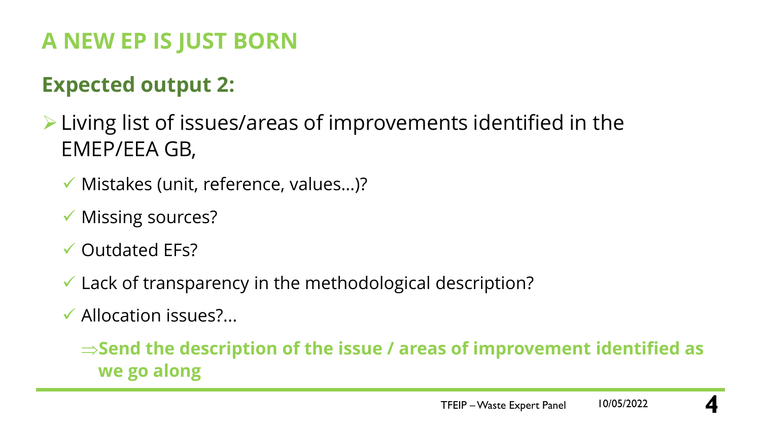# A NEW EP IS JUST BORN

## Expected output 2:

- Living list of issues/areas of improvements identified in the EMEP/EEA GB,
  - ✓ Mistakes (unit, reference, values…)?
  - ✓ Missing sources?
  - ✓ Outdated EFs?
  - ✓ Lack of transparency in the methodological description?
  - ✓ Allocation issues?...

  ⇒**Send the description of the issue / areas of improvement identified as we go along**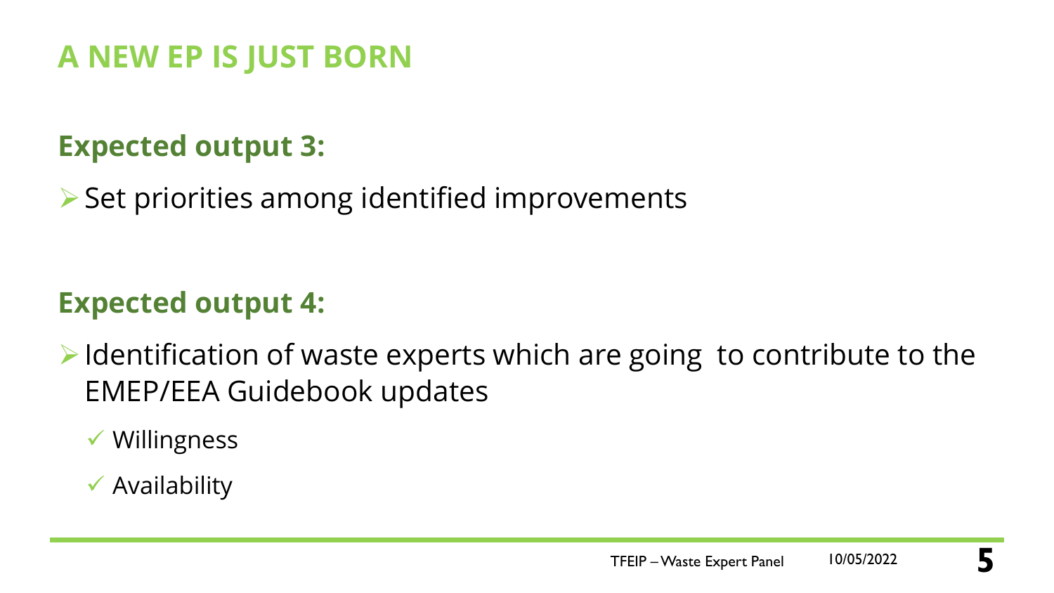# A NEW EP IS JUST BORN

## Expected output 3:

- Set priorities among identified improvements

## Expected output 4:

- Identification of waste experts which are going to contribute to the EMEP/EEA Guidebook updates
  - ✓ Willingness
  - ✓ Availability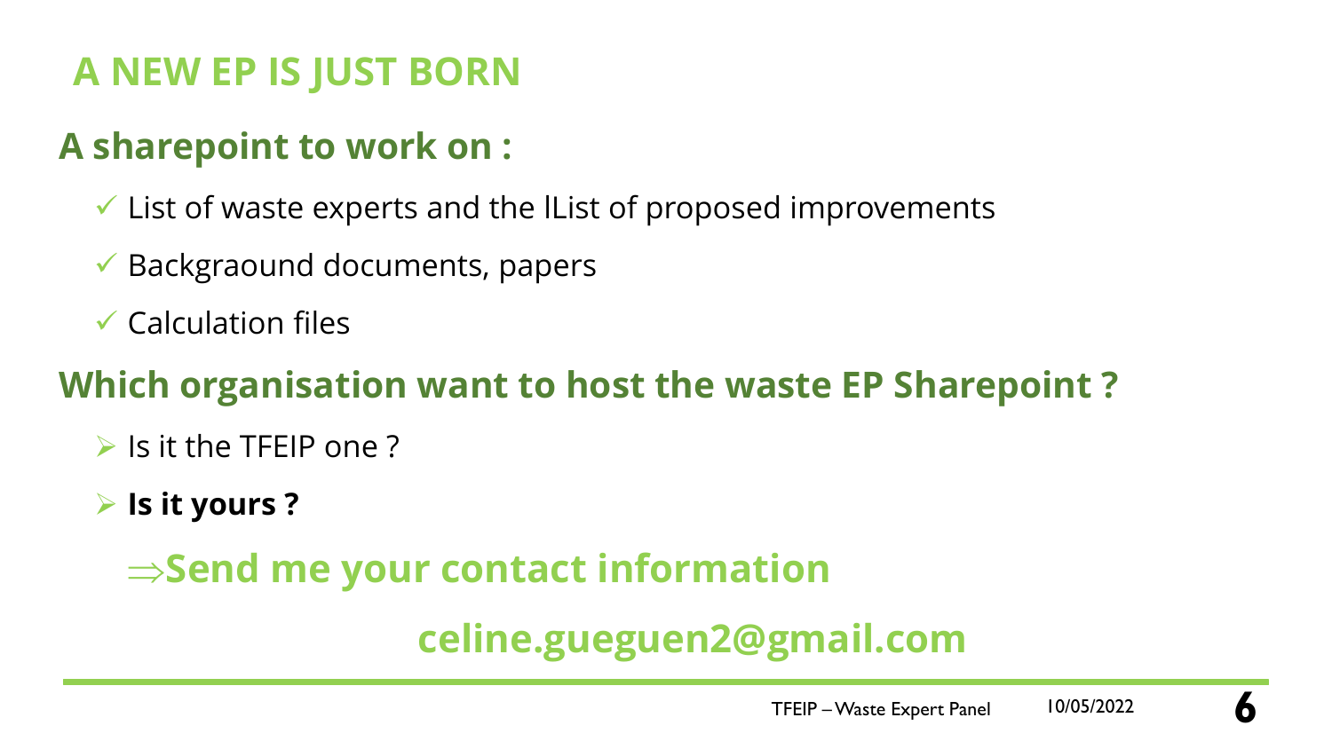# A NEW EP IS JUST BORN

## A sharepoint to work on :

- ✓ List of waste experts and the lList of proposed improvements
- ✓ Backgraound documents, papers
- ✓ Calculation files

## Which organisation want to host the waste EP Sharepoint ?

- ➢ Is it the TFEIP one ?
- ➢ **Is it yours ?**

**⇒Send me your contact information**

**celine.gueguen2@gmail.com**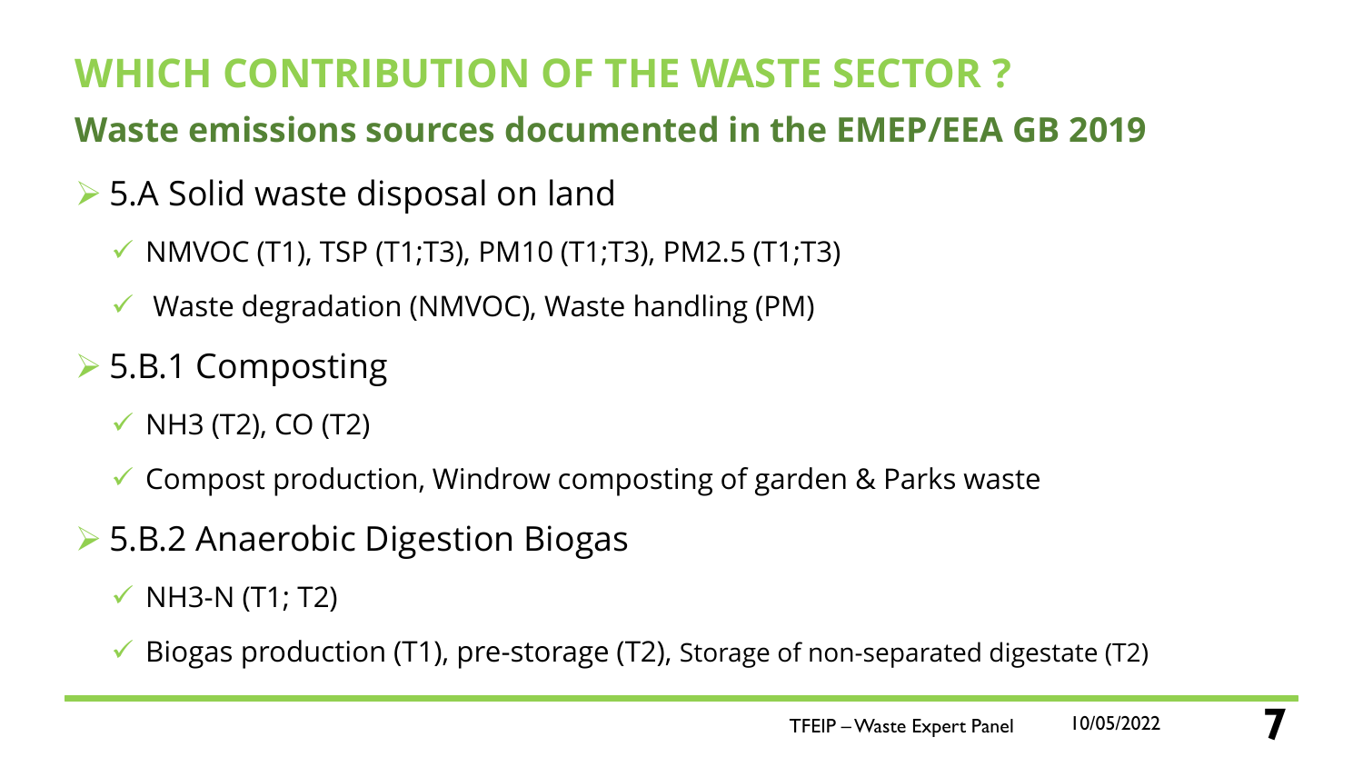# WHICH CONTRIBUTION OF THE WASTE SECTOR ?

## Waste emissions sources documented in the EMEP/EEA GB 2019

- 5.A Solid waste disposal on land
  - NMVOC (T1), TSP (T1;T3), PM10 (T1;T3), PM2.5 (T1;T3)
  - Waste degradation (NMVOC), Waste handling (PM)
- 5.B.1 Composting
  - $NH_3$ (T2), CO (T2)
  - Compost production, Windrow composting of garden & Parks waste
- 5.B.2 Anaerobic Digestion Biogas
  - $NH_3$-N (T1; T2)
  - Biogas production (T1), pre-storage (T2), Storage of non-separated digestate (T2)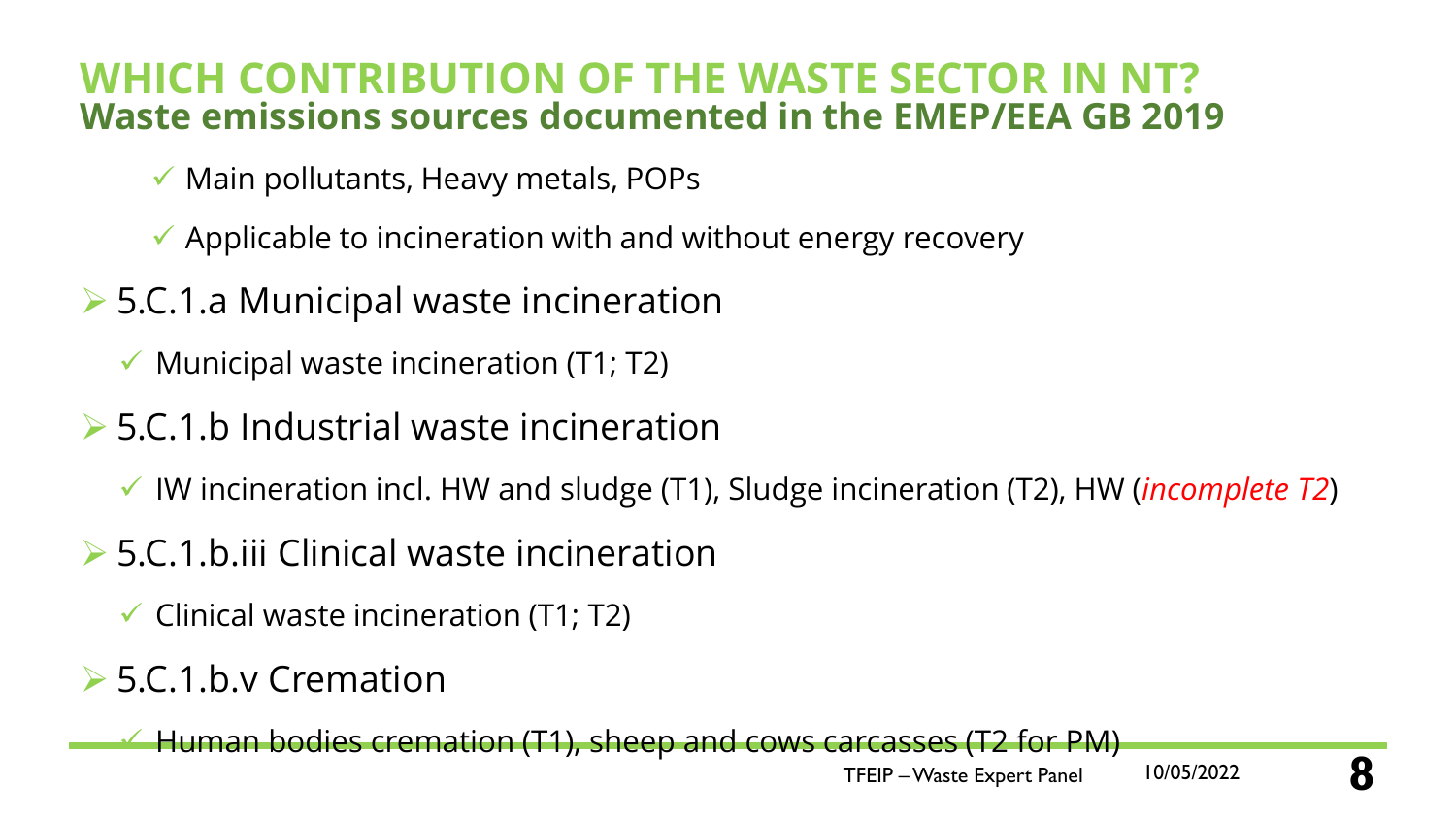# WHICH CONTRIBUTION OF THE WASTE SECTOR IN NT?

## Waste emissions sources documented in the EMEP/EEA GB 2019

- ✓ Main pollutants, Heavy metals, POPs
- ✓ Applicable to incineration with and without energy recovery

- 5.C.1.a Municipal waste incineration
  - ✓ Municipal waste incineration (T1; T2)
- 5.C.1.b Industrial waste incineration
  - ✓ IW incineration incl. HW and sludge (T1), Sludge incineration (T2), HW (*incomplete T2*)
- 5.C.1.b.iii Clinical waste incineration
  - ✓ Clinical waste incineration (T1; T2)
- 5.C.1.b.v Cremation
  - ✓ Human bodies cremation (T1), sheep and cows carcasses (T2 for PM)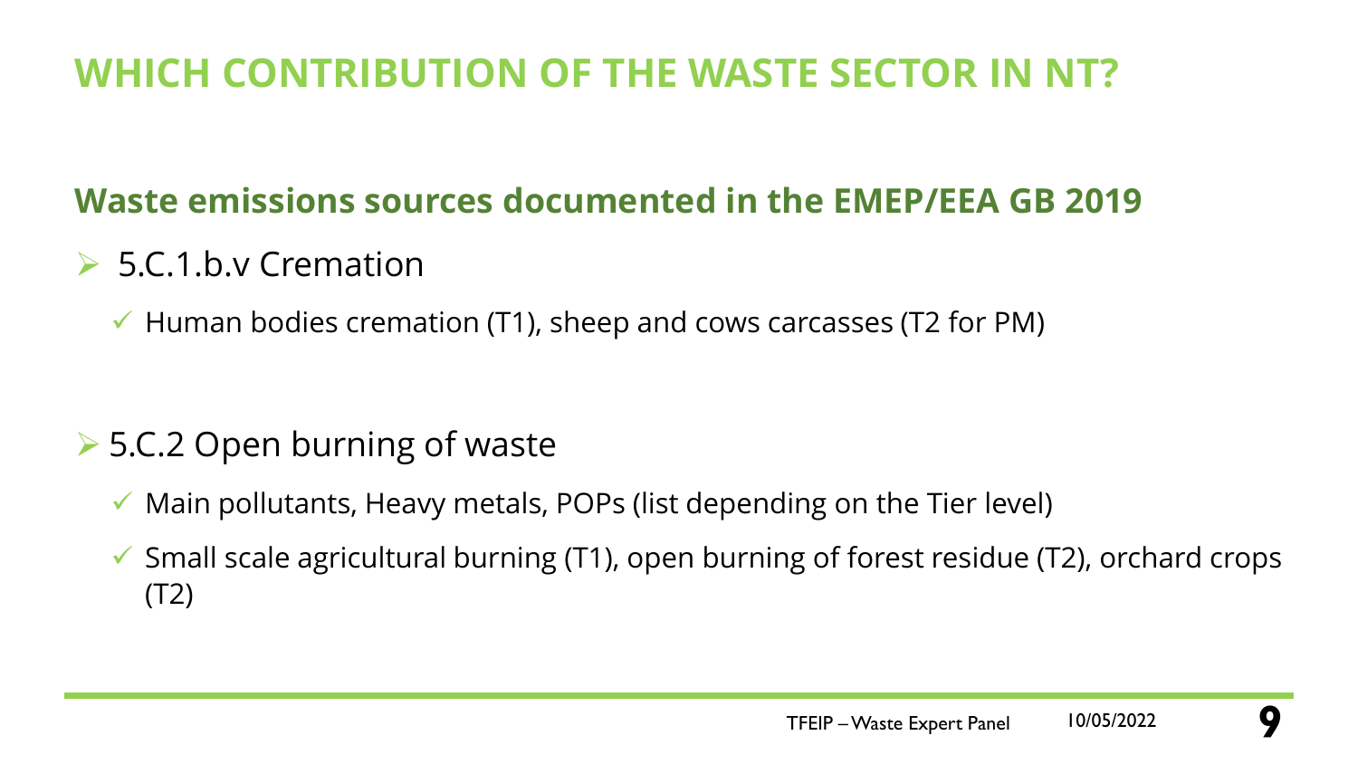# WHICH CONTRIBUTION OF THE WASTE SECTOR IN NT?

## Waste emissions sources documented in the EMEP/EEA GB 2019

- 5.C.1.b.v Cremation
  - Human bodies cremation (T1), sheep and cows carcasses (T2 for PM)

- 5.C.2 Open burning of waste
  - Main pollutants, Heavy metals, POPs (list depending on the Tier level)
  - Small scale agricultural burning (T1), open burning of forest residue (T2), orchard crops (T2)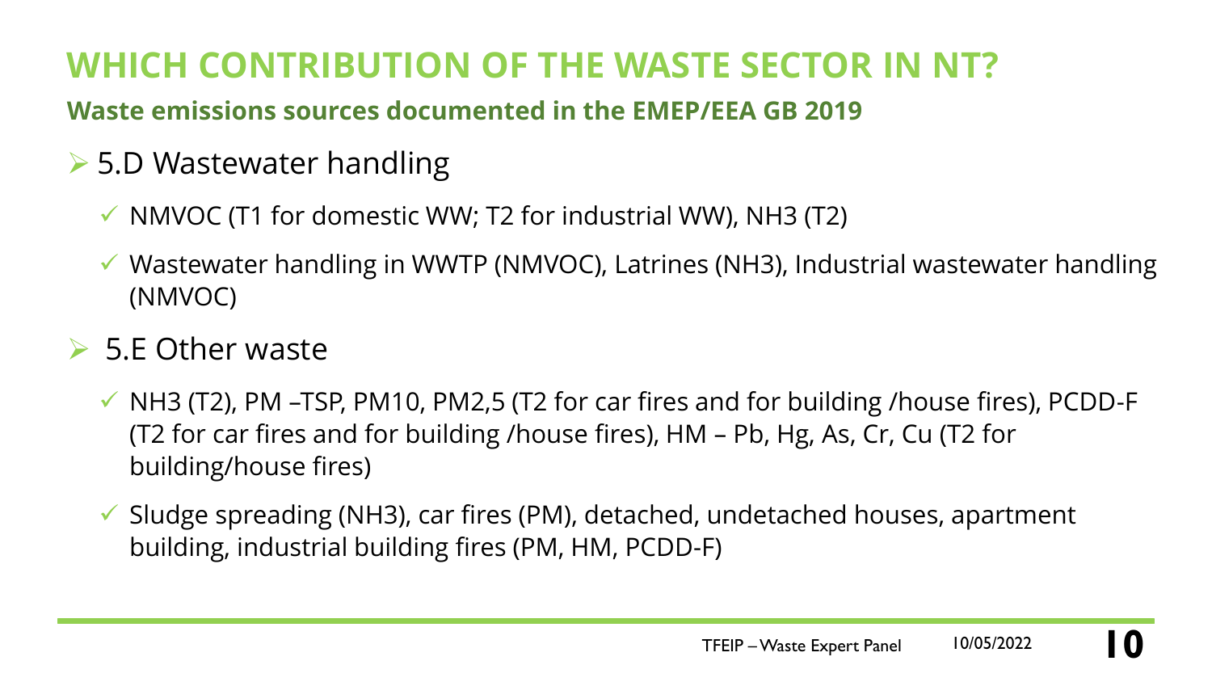# WHICH CONTRIBUTION OF THE WASTE SECTOR IN NT?

**Waste emissions sources documented in the EMEP/EEA GB 2019**

- 5.D Wastewater handling
  - NMVOC (T1 for domestic WW; T2 for industrial WW), $NH_3$ (T2)
  - Wastewater handling in WWTP (NMVOC), Latrines ($NH_3$), Industrial wastewater handling (NMVOC)
- 5.E Other waste
  - $NH_3$ (T2), PM –TSP, $PM_{10}$, $PM_{2,5}$ (T2 for car fires and for building /house fires), PCDD-F (T2 for car fires and for building /house fires), HM – Pb, Hg, As, Cr, Cu (T2 for building/house fires)
  - Sludge spreading ($NH_3$), car fires (PM), detached, undetached houses, apartment building, industrial building fires (PM, HM, PCDD-F)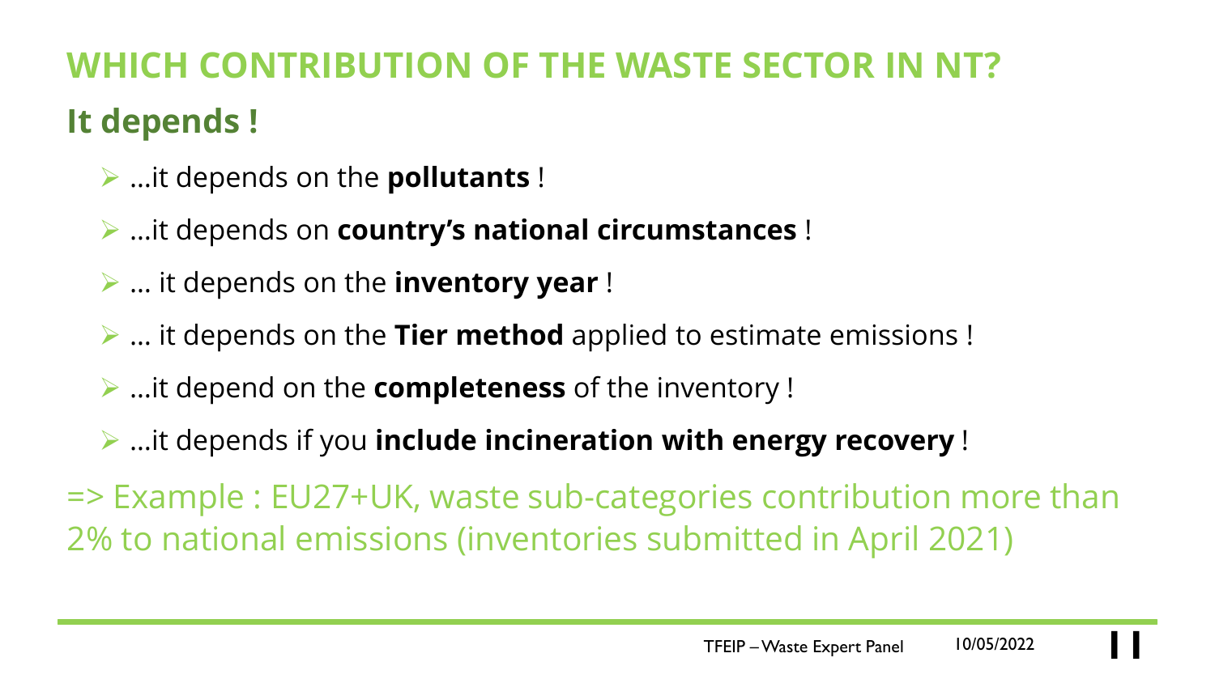# WHICH CONTRIBUTION OF THE WASTE SECTOR IN NT?

## It depends !

- …it depends on the **pollutants** !
- …it depends on **country's national circumstances** !
- … it depends on the **inventory year** !
- … it depends on the **Tier method** applied to estimate emissions !
- …it depend on the **completeness** of the inventory !
- …it depends if you **include incineration with energy recovery** !

=> Example : EU27+UK, waste sub-categories contribution more than 2% to national emissions (inventories submitted in April 2021)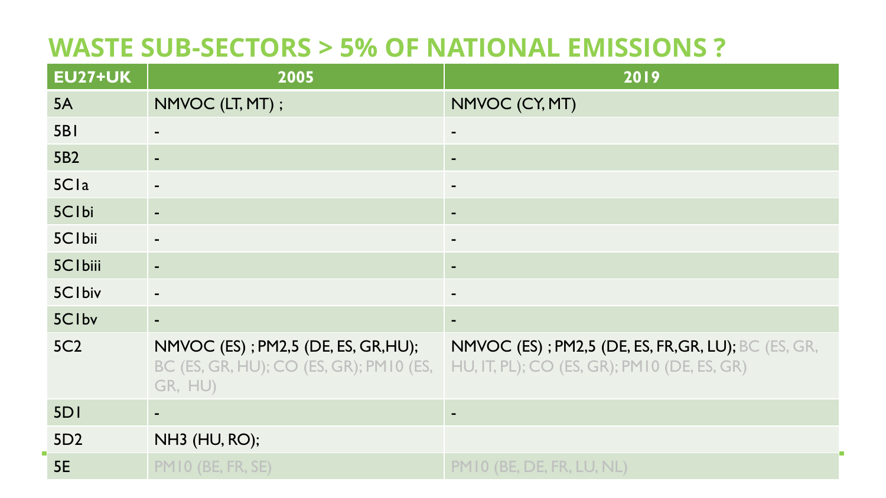# WASTE SUB-SECTORS > 5% OF NATIONAL EMISSIONS ?

| EU27+UK | 2005 | 2019 |
| --- | --- | --- |
| 5A | NMVOC (LT, MT) ; | NMVOC (CY, MT) |
| 5B1 | - | - |
| 5B2 | - | - |
| 5C1a | - | - |
| 5C1bi | - | - |
| 5C1bii | - | - |
| 5C1biii | - | - |
| 5C1biv | - | - |
| 5C1bv | - | - |
| 5C2 | NMVOC (ES) ; PM2,5 (DE, ES, GR,HU); BC (ES, GR, HU); CO (ES, GR); PM10 (ES, GR, HU) | NMVOC (ES) ; PM2,5 (DE, ES, FR,GR, LU); BC (ES, GR, HU, IT, PL); CO (ES, GR); PM10 (DE, ES, GR) |
| 5D1 | - | - |
| 5D2 | NH3 (HU, RO); | |
| 5E | PM10 (BE, FR, SE) | PM10 (BE, DE, FR, LU, NL) |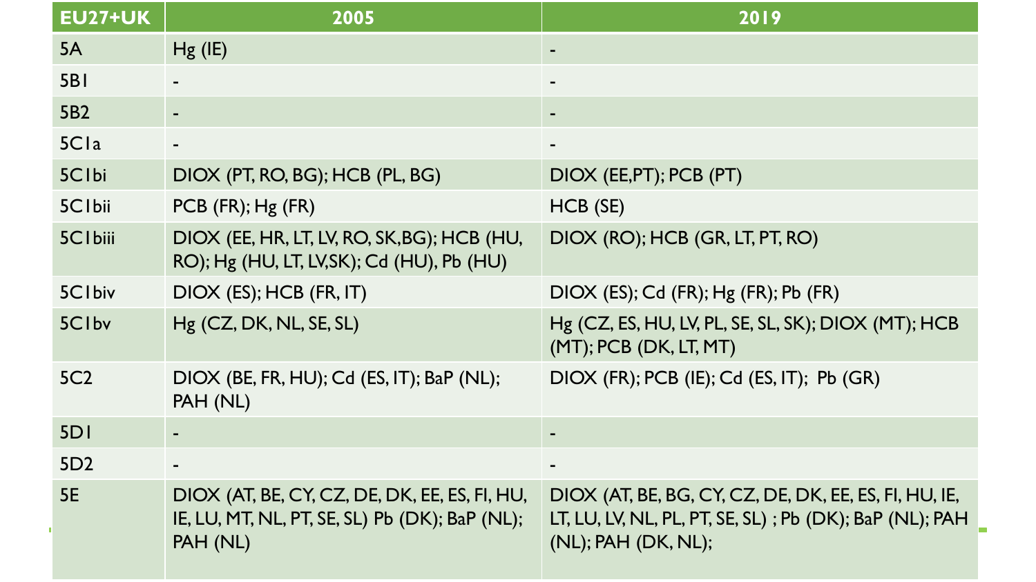| EU27+UK | 2005 | 2019 |
|---|---|---|
| 5A | Hg (IE) | - |
| 5B1 | - | - |
| 5B2 | - | - |
| 5C1a | - | - |
| 5C1bi | DIOX (PT, RO, BG); HCB (PL, BG) | DIOX (EE,PT); PCB (PT) |
| 5C1bii | PCB (FR); Hg (FR) | HCB (SE) |
| 5C1biii | DIOX (EE, HR, LT, LV, RO, SK,BG); HCB (HU, RO); Hg (HU, LT, LV,SK); Cd (HU), Pb (HU) | DIOX (RO); HCB (GR, LT, PT, RO) |
| 5C1biv | DIOX (ES); HCB (FR, IT) | DIOX (ES); Cd (FR); Hg (FR); Pb (FR) |
| 5C1bv | Hg (CZ, DK, NL, SE, SL) | Hg (CZ, ES, HU, LV, PL, SE, SL, SK); DIOX (MT); HCB (MT); PCB (DK, LT, MT) |
| 5C2 | DIOX (BE, FR, HU); Cd (ES, IT); BaP (NL); PAH (NL) | DIOX (FR); PCB (IE); Cd (ES, IT); Pb (GR) |
| 5D1 | - | - |
| 5D2 | - | - |
| 5E | DIOX (AT, BE, CY, CZ, DE, DK, EE, ES, FI, HU, IE, LU, MT, NL, PT, SE, SL) Pb (DK); BaP (NL); PAH (NL) | DIOX (AT, BE, BG, CY, CZ, DE, DK, EE, ES, FI, HU, IE, LT, LU, LV, NL, PL, PT, SE, SL) ; Pb (DK); BaP (NL); PAH (NL); PAH (DK, NL); |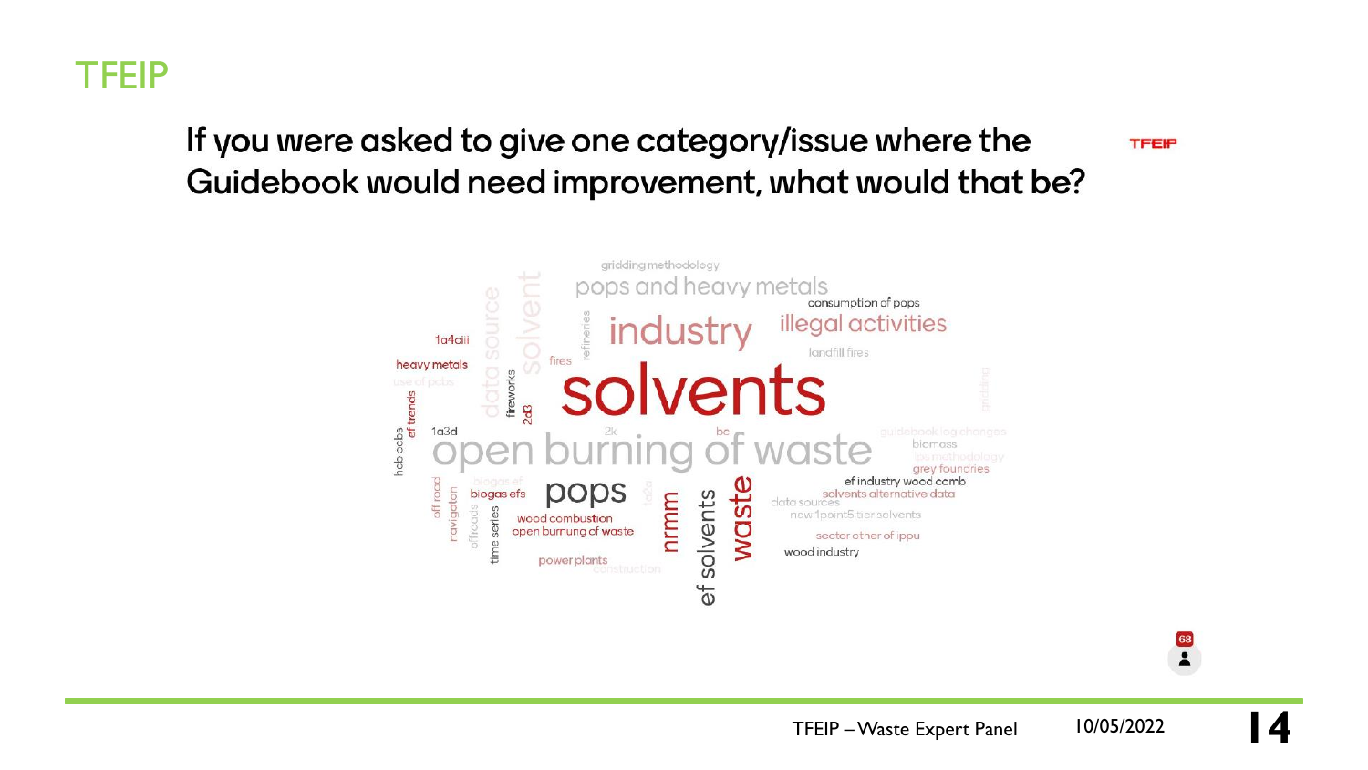# TFEIP

## If you were asked to give one category/issue where the Guidebook would need improvement, what would that be?

gridding methodology
pops and heavy metals
consumption of pops
industry
illegal activities
1a4ciii
landfill fires
heavy metals
fires
refineries
solvent
data source
use of pcbs
ef trends
fireworks
2d3
solvents
gridding
hcb pcbs
1a3d
2k
bc
guidebook log changes
open burning of waste
biomass
tox methodology
grey foundries
off road
navigation
offroads
time series
biogas ef
biogas efs
pops
1a2a
nrmm
ef solvents
waste
ef industry wood comb
solvents alternative data
data sources
new 1point5 tier solvents
wood combustion
open burnung of waste
sector other of ippu
wood industry
power plants
construction

68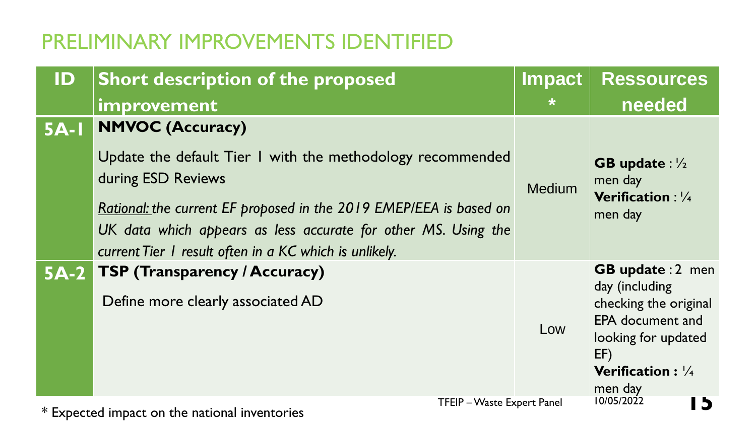# PRELIMINARY IMPROVEMENTS IDENTIFIED

| ID | Short description of the proposed improvement | Impact * | Ressources needed |
|---|---|---|---|
| 5A-1 | **NMVOC (Accuracy)**<br><br>Update the default Tier 1 with the methodology recommended during ESD Reviews<br><br>*Rational: the current EF proposed in the 2019 EMEP/EEA is based on UK data which appears as less accurate for other MS. Using the current Tier 1 result often in a KC which is unlikely.* | Medium | **GB update** : ½ men day<br>**Verification** : ¼ men day |
| 5A-2 | **TSP (Transparency / Accuracy)**<br><br>Define more clearly associated AD | Low | **GB update** : 2 men day (including checking the original EPA document and looking for updated EF)<br>**Verification :** ¼ men day |

\* Expected impact on the national inventories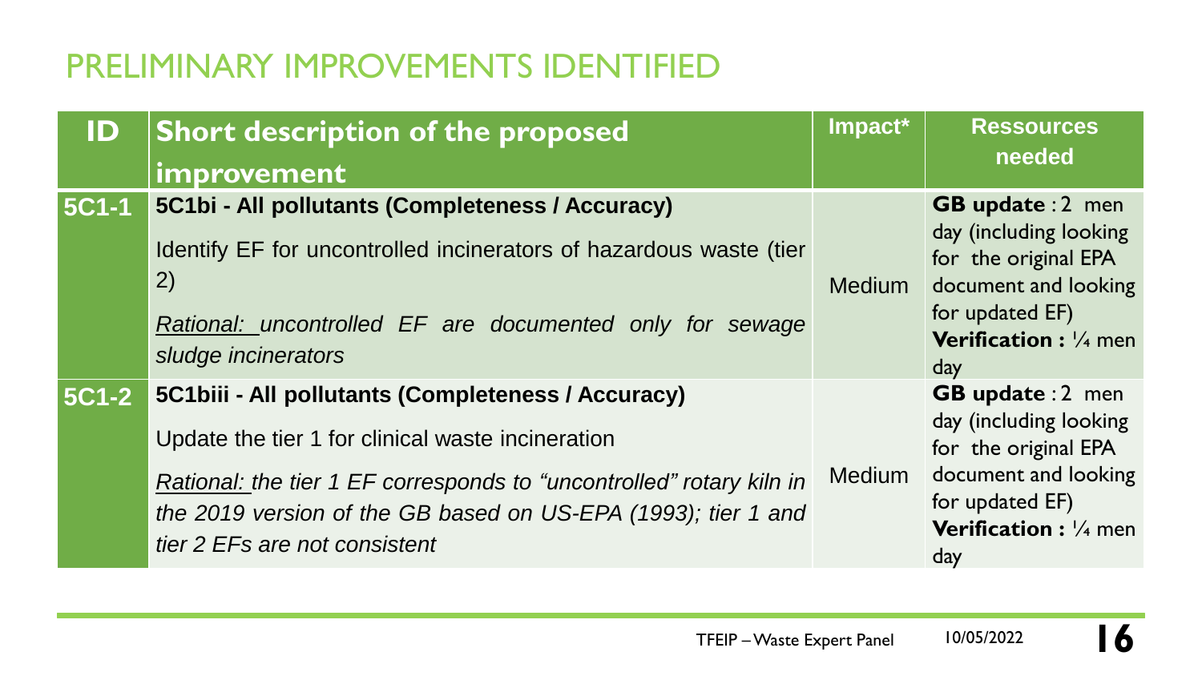# PRELIMINARY IMPROVEMENTS IDENTIFIED

| ID | Short description of the proposed improvement | Impact* | Ressources needed |
|---|---|---|---|
| 5C1-1 | **5C1bi - All pollutants (Completeness / Accuracy)**<br><br>Identify EF for uncontrolled incinerators of hazardous waste (tier 2)<br><br>*Rational: uncontrolled EF are documented only for sewage sludge incinerators* | Medium | **GB update** : 2 men day (including looking for the original EPA document and looking for updated EF)<br>**Verification :** ¼ men day |
| 5C1-2 | **5C1biii - All pollutants (Completeness / Accuracy)**<br><br>Update the tier 1 for clinical waste incineration<br><br>*Rational: the tier 1 EF corresponds to "uncontrolled" rotary kiln in the 2019 version of the GB based on US-EPA (1993); tier 1 and tier 2 EFs are not consistent* | Medium | **GB update** : 2 men day (including looking for the original EPA document and looking for updated EF)<br>**Verification :** ¼ men day |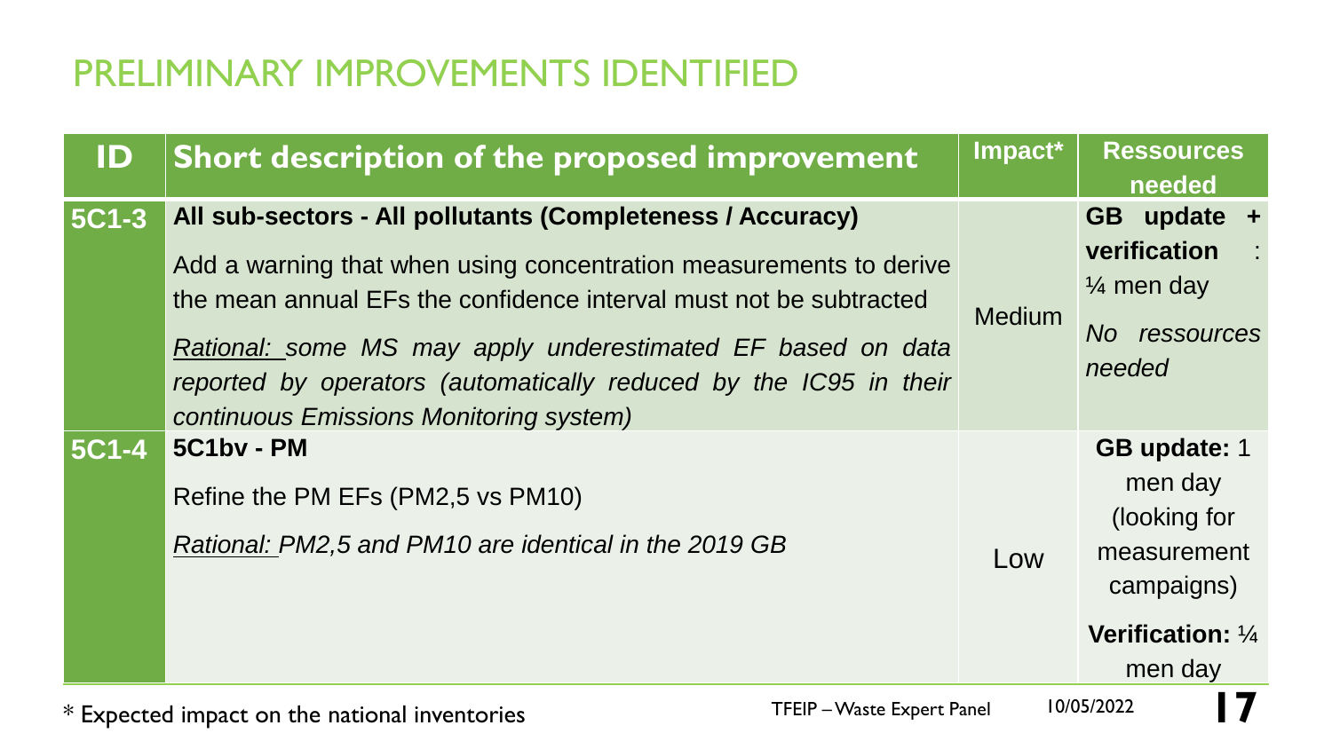# PRELIMINARY IMPROVEMENTS IDENTIFIED

| ID | Short description of the proposed improvement | Impact* | Ressources needed |
|---|---|---|---|
| 5C1-3 | **All sub-sectors - All pollutants (Completeness / Accuracy)**<br>Add a warning that when using concentration measurements to derive the mean annual EFs the confidence interval must not be subtracted<br>*Rational: some MS may apply underestimated EF based on data reported by operators (automatically reduced by the IC95 in their continuous Emissions Monitoring system)* | Medium | **GB update + verification** : ¼ men day<br>*No ressources needed* |
| 5C1-4 | **5C1bv - PM**<br>Refine the PM EFs (PM2,5 vs PM10)<br>*Rational: PM2,5 and PM10 are identical in the 2019 GB* | Low | **GB update:** 1 men day (looking for measurement campaigns)<br>**Verification:** ¼ men day |

* Expected impact on the national inventories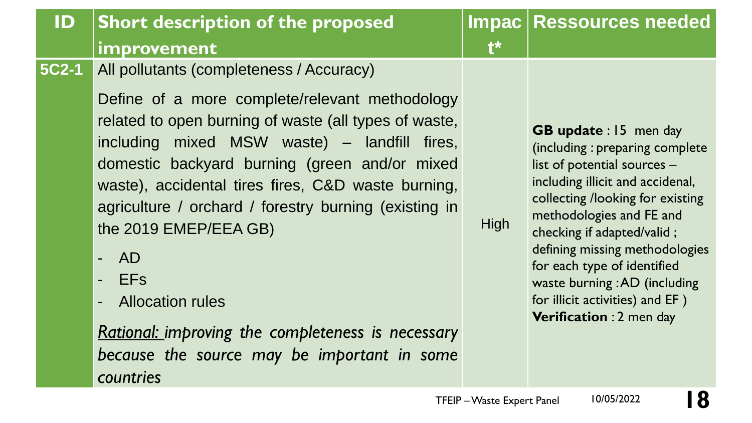| ID | Short description of the proposed improvement | Impact* | Ressources needed |
|---|---|---|---|
| 5C2-1 | All pollutants (completeness / Accuracy)<br><br>Define of a more complete/relevant methodology related to open burning of waste (all types of waste, including mixed MSW waste) – landfill fires, domestic backyard burning (green and/or mixed waste), accidental tires fires, C&D waste burning, agriculture / orchard / forestry burning (existing in the 2019 EMEP/EEA GB)<br><br>- AD<br>- EFs<br>- Allocation rules<br><br>*<u>Rational:</u> improving the completeness is necessary because the source may be important in some countries* | High | **GB update** : 15 men day (including : preparing complete list of potential sources – including illicit and accidenal, collecting /looking for existing methodologies and FE and checking if adapted/valid ; defining missing methodologies for each type of identified waste burning : AD (including for illicit activities) and EF )<br>**Verification** : 2 men day |

TFEIP – Waste Expert Panel 10/05/2022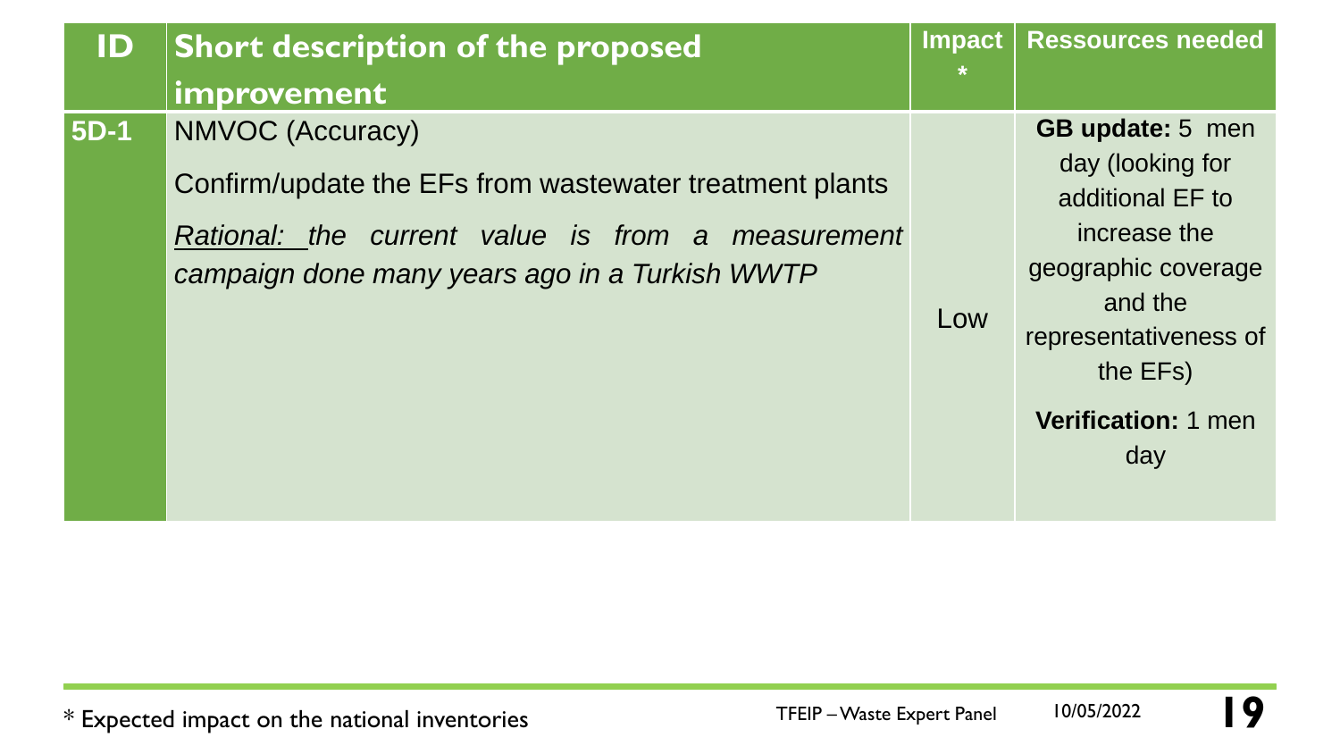| ID | Short description of the proposed improvement | Impact * | Ressources needed |
| --- | --- | --- | --- |
| 5D-1 | NMVOC (Accuracy)<br><br>Confirm/update the EFs from wastewater treatment plants<br><br>*Rational: the current value is from a measurement campaign done many years ago in a Turkish WWTP* | Low | **GB update:** 5 men day (looking for additional EF to increase the geographic coverage and the representativeness of the EFs)<br><br>**Verification:** 1 men day |

\* Expected impact on the national inventories

TFEIP – Waste Expert Panel 10/05/2022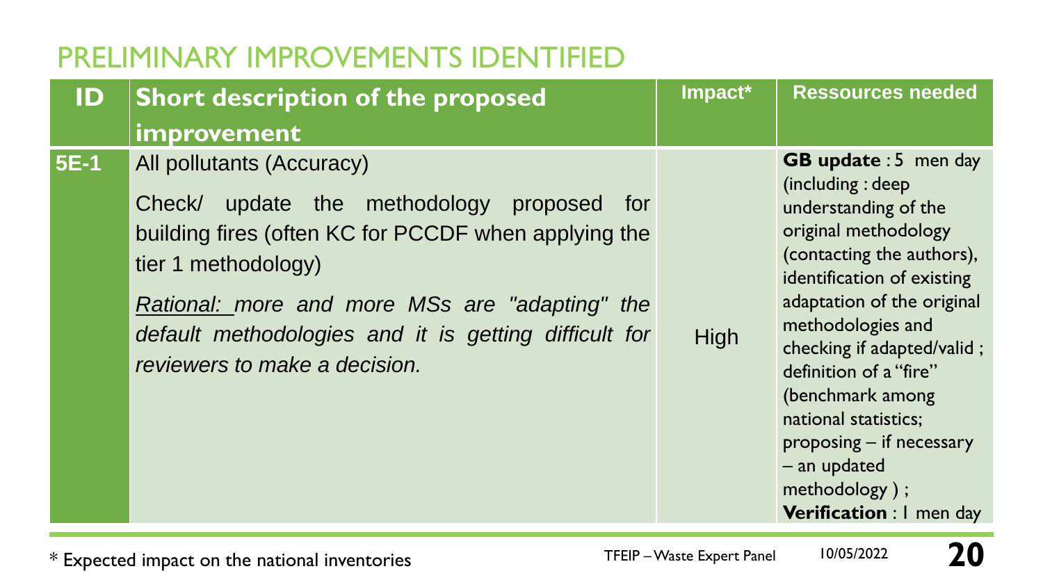# PRELIMINARY IMPROVEMENTS IDENTIFIED

| ID | Short description of the proposed improvement | Impact* | Ressources needed |
|---|---|---|---|
| 5E-1 | All pollutants (Accuracy)<br><br>Check/ update the methodology proposed for building fires (often KC for PCCDF when applying the tier 1 methodology)<br><br>*<u>Rational:</u> more and more MSs are "adapting" the default methodologies and it is getting difficult for reviewers to make a decision.* | High | **GB update** : 5 men day (including : deep understanding of the original methodology (contacting the authors), identification of existing adaptation of the original methodologies and checking if adapted/valid ; definition of a "fire" (benchmark among national statistics; proposing – if necessary – an updated methodology ) ;<br>**Verification** : 1 men day |

\* Expected impact on the national inventories

TFEIP – Waste Expert Panel 10/05/2022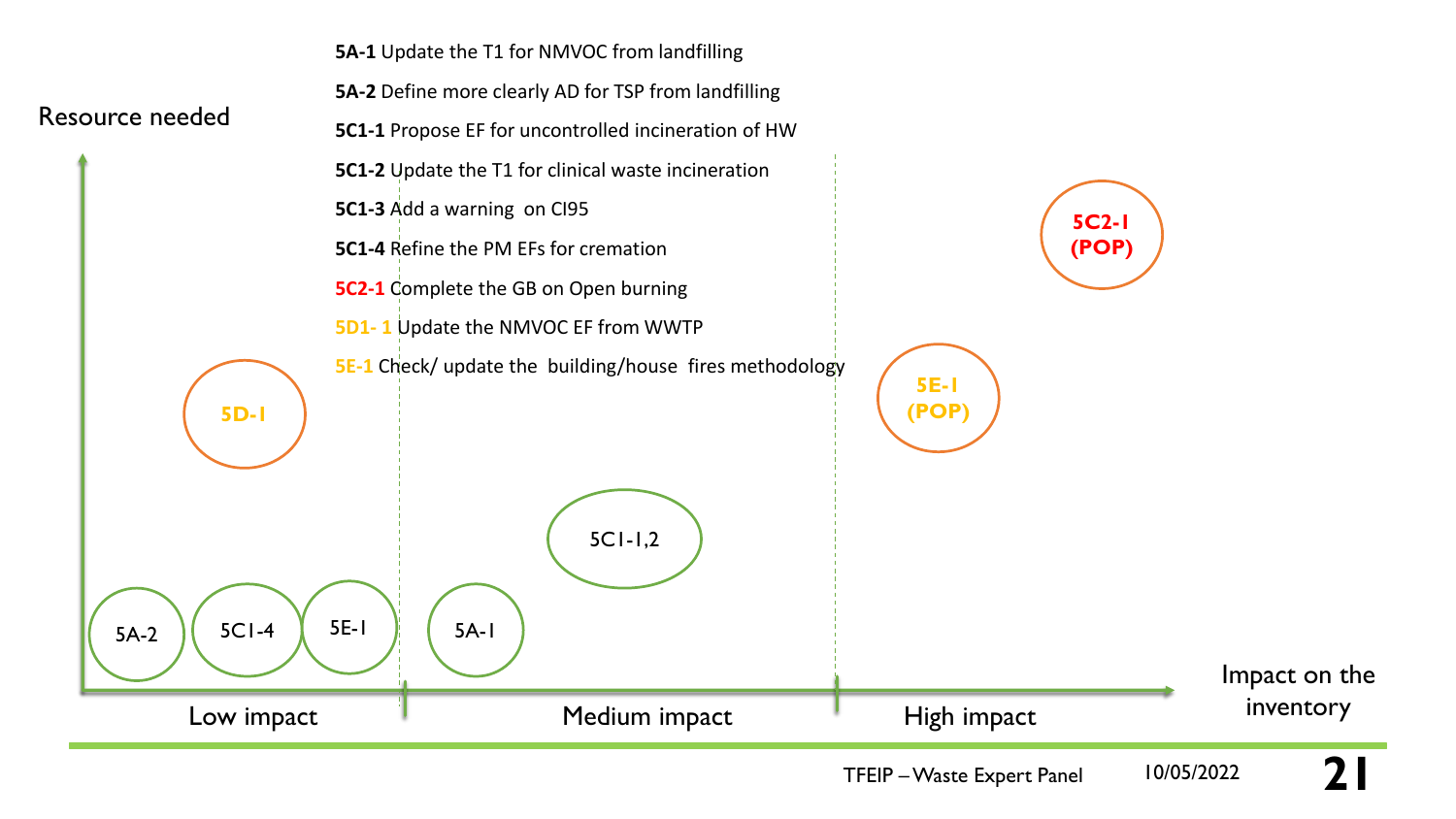**5A-1** Update the T1 for NMVOC from landfilling

**5A-2** Define more clearly AD for TSP from landfilling

**5C1-1** Propose EF for uncontrolled incineration of HW

**5C1-2** Update the T1 for clinical waste incineration

**5C1-3** Add a warning on CI95

**5C1-4** Refine the PM EFs for cremation

**5C2-1** Complete the GB on Open burning

**5D1- 1** Update the NMVOC EF from WWTP

**5E-1** Check/ update the building/house fires methodology

Resource needed

5D-1

5C2-1 (POP)

5E-1 (POP)

5C1-1,2

5A-2

5C1-4

5E-1

5A-1

Low impact

Medium impact

High impact

Impact on the inventory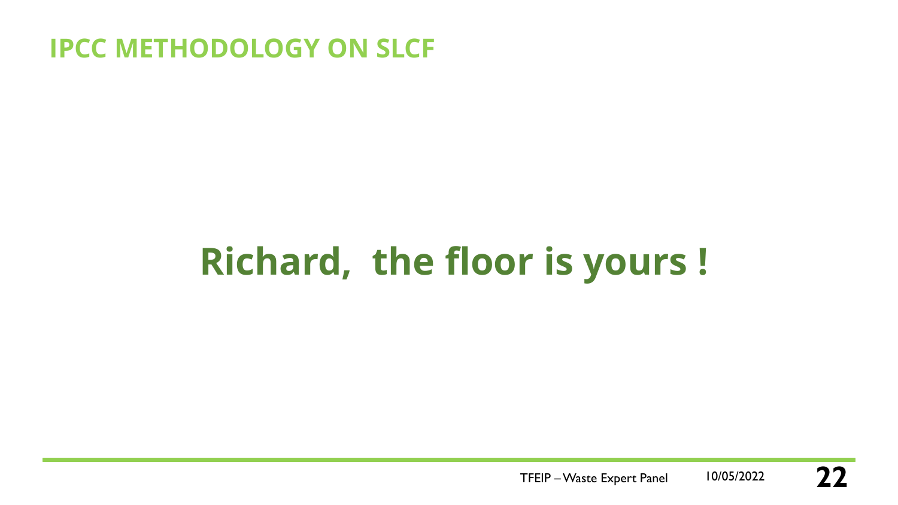# IPCC METHODOLOGY ON SLCF

**Richard, the floor is yours !**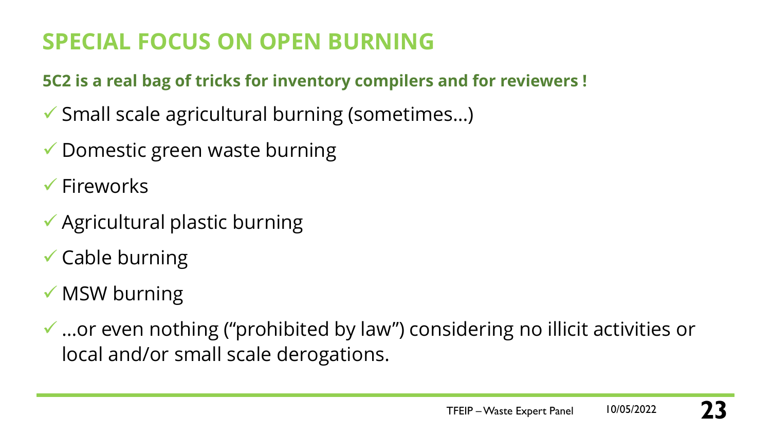# SPECIAL FOCUS ON OPEN BURNING

**5C2 is a real bag of tricks for inventory compilers and for reviewers !**

- ✓ Small scale agricultural burning (sometimes…)
- ✓ Domestic green waste burning
- ✓ Fireworks
- ✓ Agricultural plastic burning
- ✓ Cable burning
- ✓ MSW burning
- ✓ …or even nothing ("prohibited by law") considering no illicit activities or local and/or small scale derogations.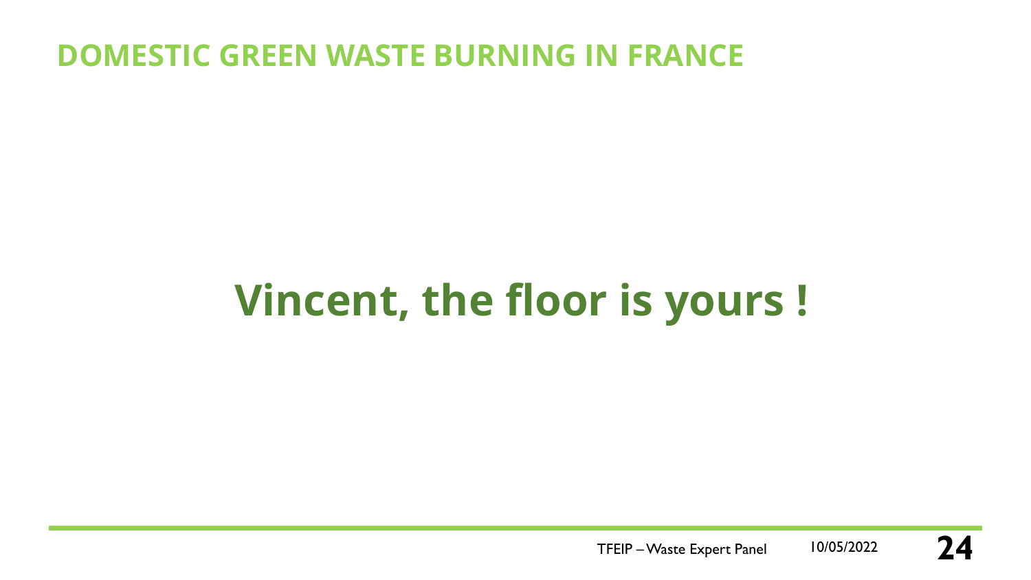# DOMESTIC GREEN WASTE BURNING IN FRANCE

**Vincent, the floor is yours !**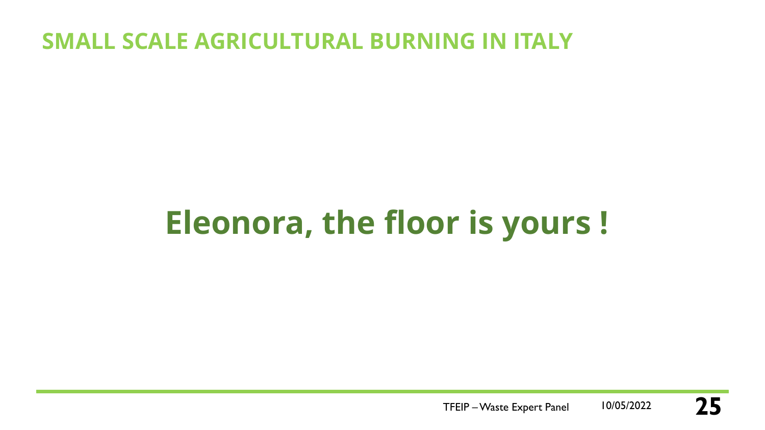## SMALL SCALE AGRICULTURAL BURNING IN ITALY

# Eleonora, the floor is yours !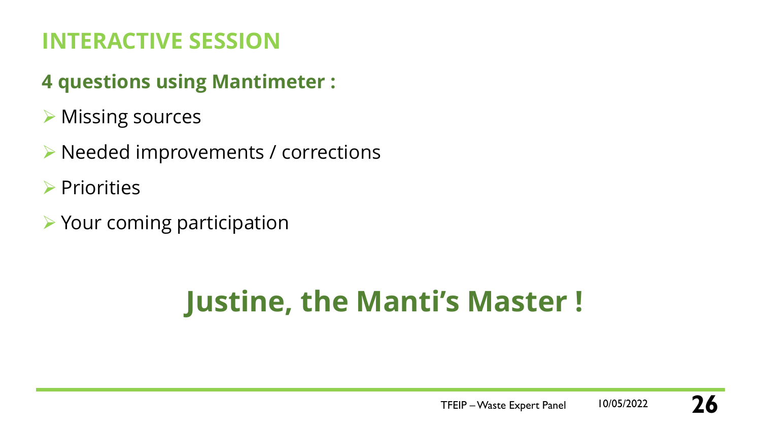# INTERACTIVE SESSION

**4 questions using Mantimeter :**

- Missing sources
- Needed improvements / corrections
- Priorities
- Your coming participation

## Justine, the Manti's Master !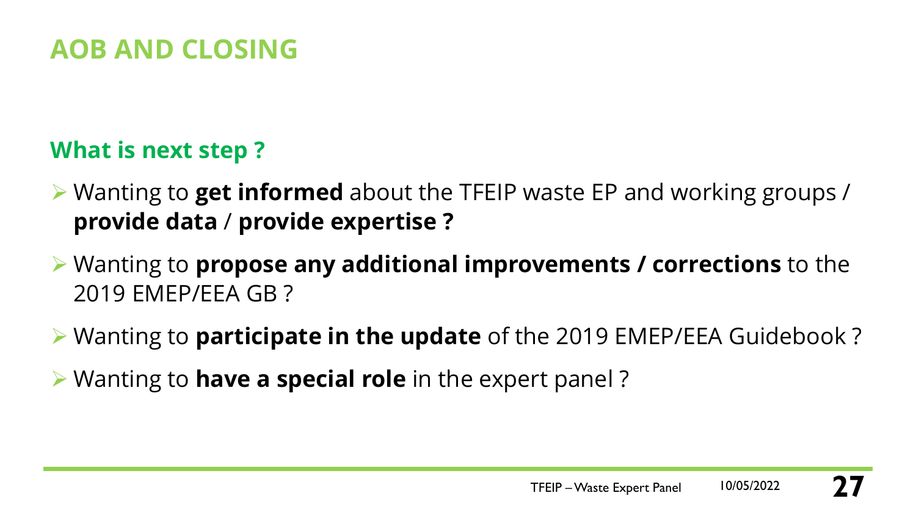# AOB AND CLOSING

## What is next step ?

- Wanting to **get informed** about the TFEIP waste EP and working groups / **provide data** / **provide expertise ?**
- Wanting to **propose any additional improvements / corrections** to the 2019 EMEP/EEA GB ?
- Wanting to **participate in the update** of the 2019 EMEP/EEA Guidebook ?
- Wanting to **have a special role** in the expert panel ?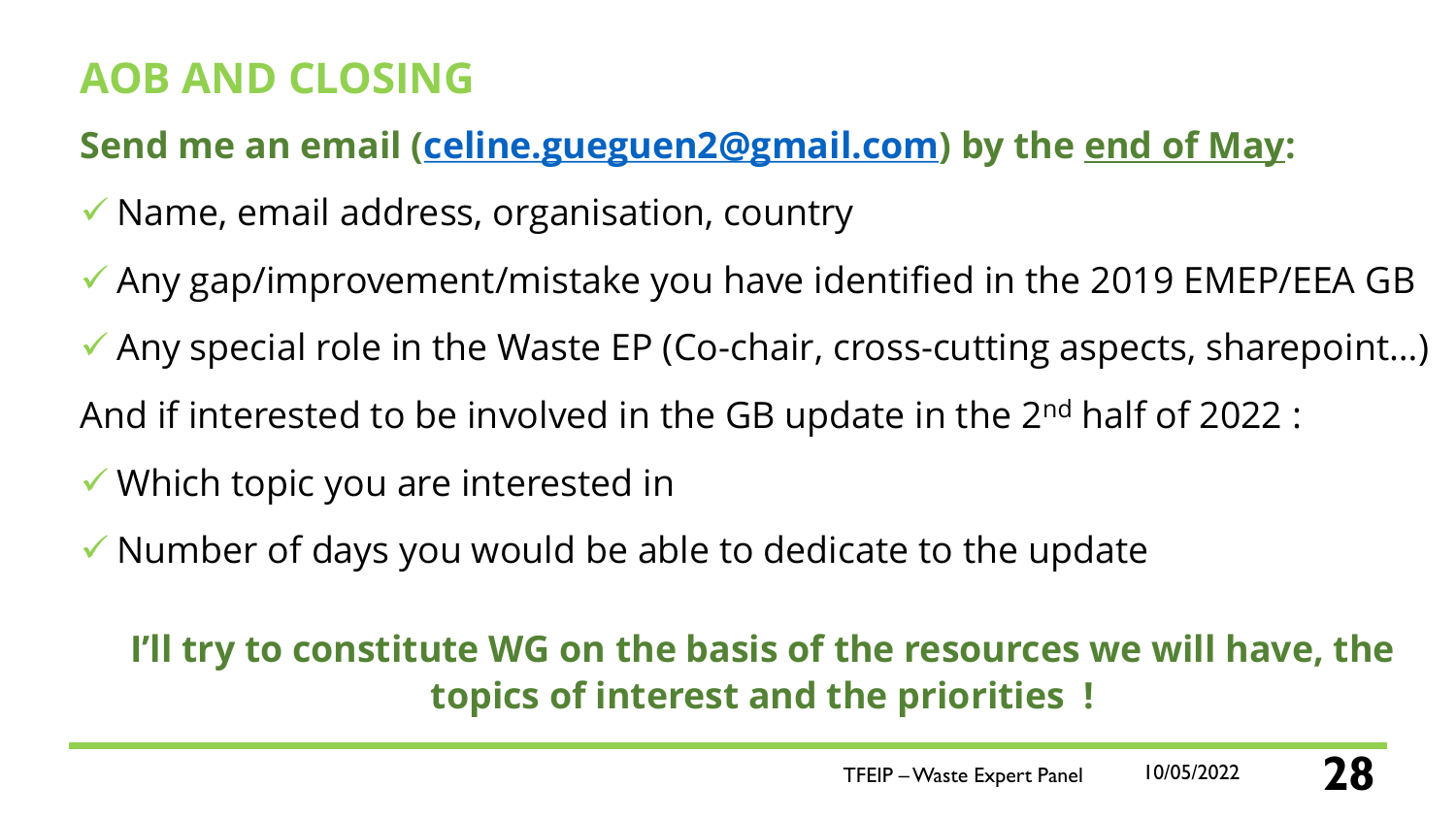# AOB AND CLOSING

**Send me an email ([celine.gueguen2@gmail.com](mailto:celine.gueguen2@gmail.com)) by the end of May:**

- ✓ Name, email address, organisation, country
- ✓ Any gap/improvement/mistake you have identified in the 2019 EMEP/EEA GB
- ✓ Any special role in the Waste EP (Co-chair, cross-cutting aspects, sharepoint…)

And if interested to be involved in the GB update in the 2nd half of 2022 :

- ✓ Which topic you are interested in
- ✓ Number of days you would be able to dedicate to the update

**I'll try to constitute WG on the basis of the resources we will have, the topics of interest and the priorities !**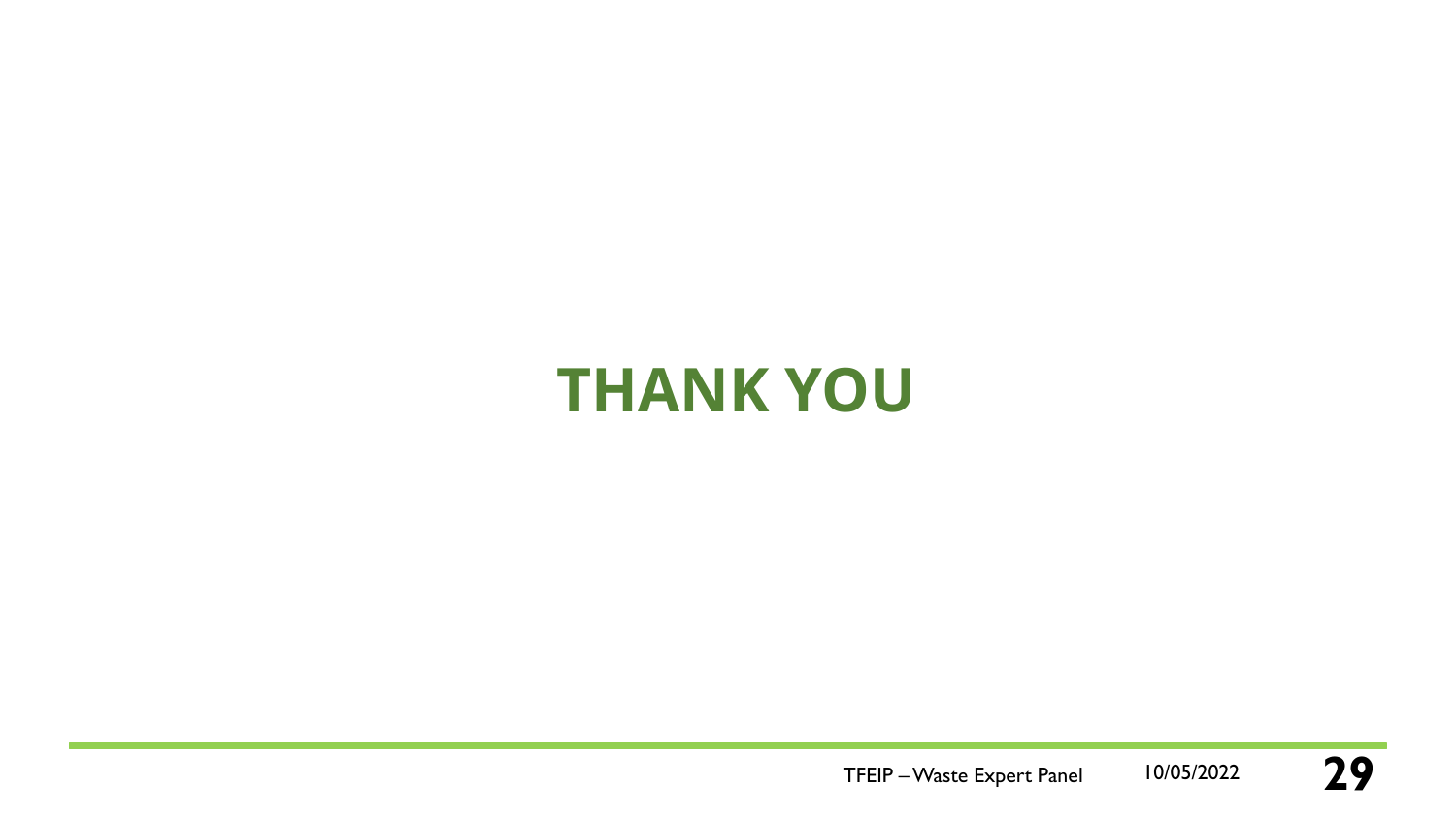# THANK YOU